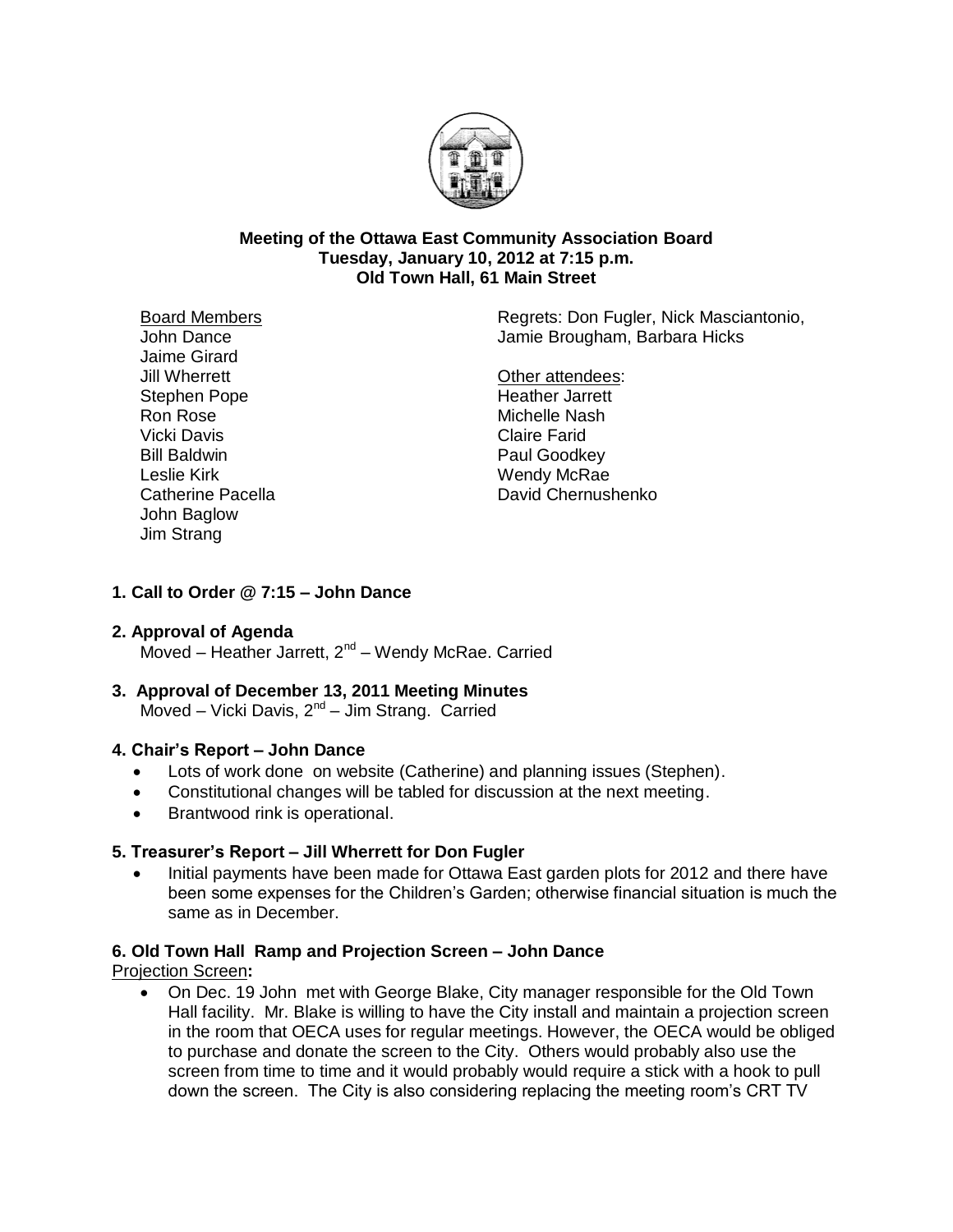**Meeting of the Ottawa East Community Association Board**
**Tuesday, January 10, 2012 at 7:15 p.m.**
**Old Town Hall, 61 Main Street**

Board Members
John Dance
Jaime Girard
Jill Wherrett
Stephen Pope
Ron Rose
Vicki Davis
Bill Baldwin
Leslie Kirk
Catherine Pacella
John Baglow
Jim Strang

Regrets: Don Fugler, Nick Masciantonio, Jamie Brougham, Barbara Hicks

Other attendees:
Heather Jarrett
Michelle Nash
Claire Farid
Paul Goodkey
Wendy McRae
David Chernushenko

**1. Call to Order @ 7:15 – John Dance**

**2. Approval of Agenda**
Moved – Heather Jarrett, 2nd – Wendy McRae. Carried

**3. Approval of December 13, 2011 Meeting Minutes**
Moved – Vicki Davis, 2nd – Jim Strang. Carried

**4. Chair's Report – John Dance**

- Lots of work done on website (Catherine) and planning issues (Stephen).
- Constitutional changes will be tabled for discussion at the next meeting.
- Brantwood rink is operational.

**5. Treasurer's Report – Jill Wherrett for Don Fugler**

- Initial payments have been made for Ottawa East garden plots for 2012 and there have been some expenses for the Children's Garden; otherwise financial situation is much the same as in December.

**6. Old Town Hall Ramp and Projection Screen – John Dance**

Projection Screen**:**

- On Dec. 19 John met with George Blake, City manager responsible for the Old Town Hall facility. Mr. Blake is willing to have the City install and maintain a projection screen in the room that OECA uses for regular meetings. However, the OECA would be obliged to purchase and donate the screen to the City. Others would probably also use the screen from time to time and it would probably would require a stick with a hook to pull down the screen. The City is also considering replacing the meeting room's CRT TV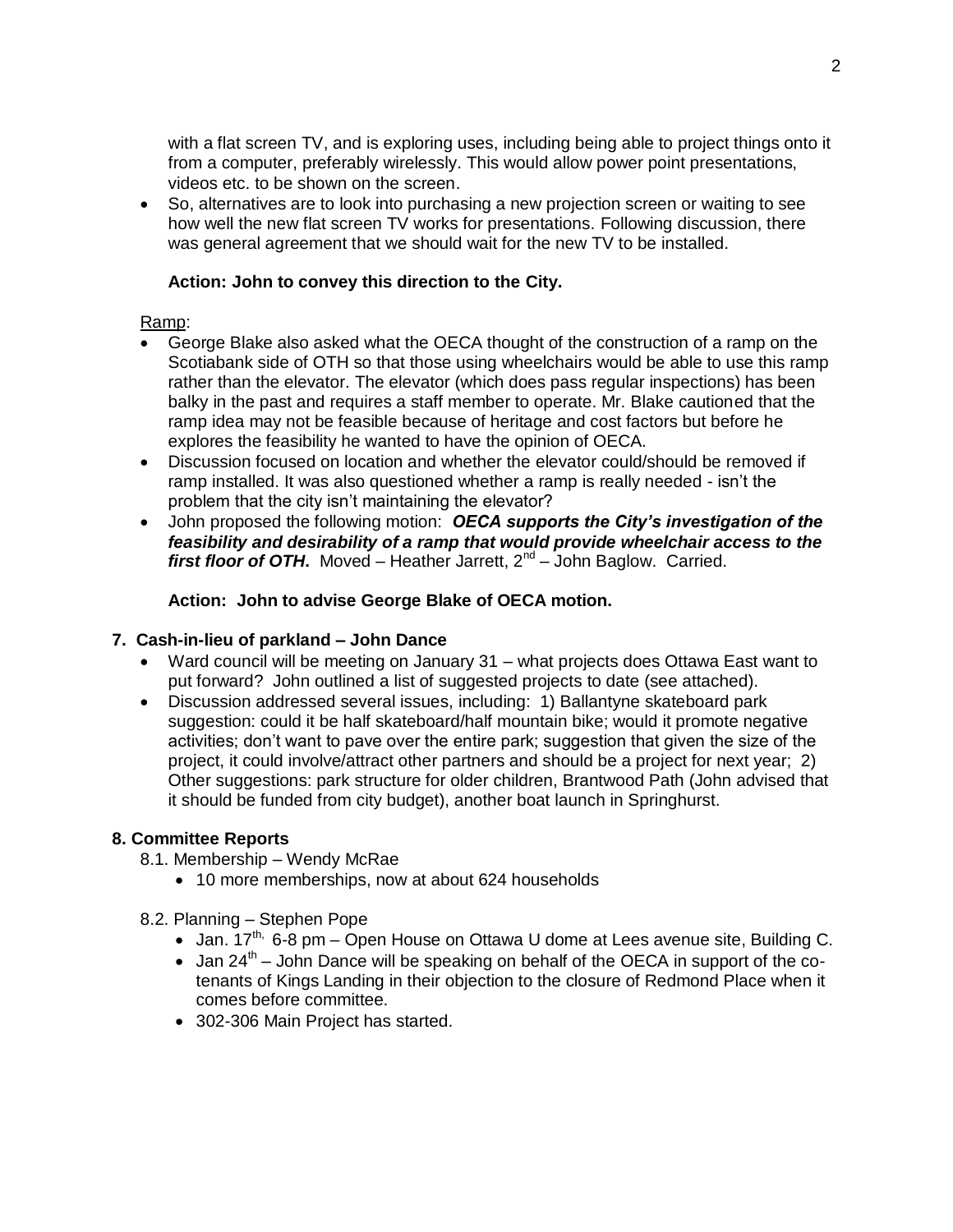with a flat screen TV, and is exploring uses, including being able to project things onto it from a computer, preferably wirelessly. This would allow power point presentations, videos etc. to be shown on the screen.

- So, alternatives are to look into purchasing a new projection screen or waiting to see how well the new flat screen TV works for presentations. Following discussion, there was general agreement that we should wait for the new TV to be installed.

**Action: John to convey this direction to the City.**

Ramp:

- George Blake also asked what the OECA thought of the construction of a ramp on the Scotiabank side of OTH so that those using wheelchairs would be able to use this ramp rather than the elevator. The elevator (which does pass regular inspections) has been balky in the past and requires a staff member to operate. Mr. Blake cautioned that the ramp idea may not be feasible because of heritage and cost factors but before he explores the feasibility he wanted to have the opinion of OECA.
- Discussion focused on location and whether the elevator could/should be removed if ramp installed. It was also questioned whether a ramp is really needed - isn't the problem that the city isn't maintaining the elevator?
- John proposed the following motion: ***OECA supports the City's investigation of the feasibility and desirability of a ramp that would provide wheelchair access to the first floor of OTH*.** Moved – Heather Jarrett, 2nd – John Baglow. Carried.

**Action: John to advise George Blake of OECA motion.**

## 7. Cash-in-lieu of parkland – John Dance

- Ward council will be meeting on January 31 – what projects does Ottawa East want to put forward? John outlined a list of suggested projects to date (see attached).
- Discussion addressed several issues, including: 1) Ballantyne skateboard park suggestion: could it be half skateboard/half mountain bike; would it promote negative activities; don't want to pave over the entire park; suggestion that given the size of the project, it could involve/attract other partners and should be a project for next year; 2) Other suggestions: park structure for older children, Brantwood Path (John advised that it should be funded from city budget), another boat launch in Springhurst.

## 8. Committee Reports

8.1. Membership – Wendy McRae

- 10 more memberships, now at about 624 households

8.2. Planning – Stephen Pope

- Jan. 17th, 6-8 pm – Open House on Ottawa U dome at Lees avenue site, Building C.
- Jan 24th – John Dance will be speaking on behalf of the OECA in support of the co-tenants of Kings Landing in their objection to the closure of Redmond Place when it comes before committee.
- 302-306 Main Project has started.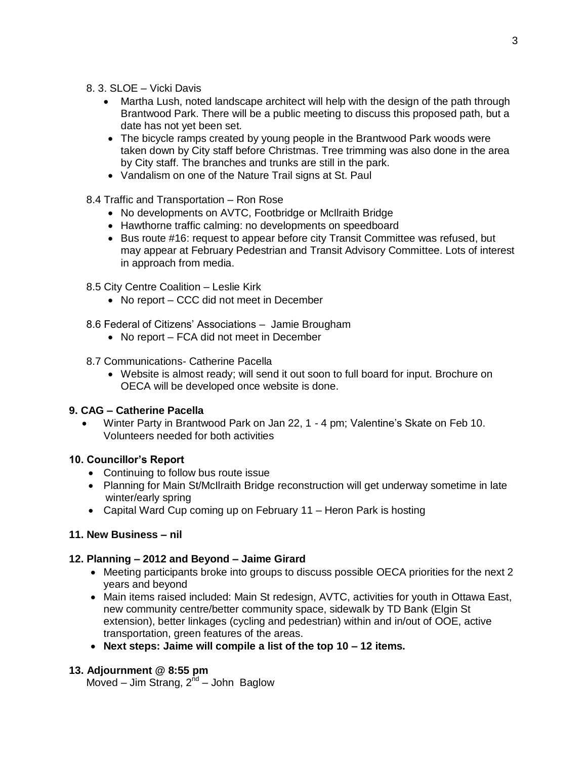8. 3. SLOE – Vicki Davis

- Martha Lush, noted landscape architect will help with the design of the path through Brantwood Park. There will be a public meeting to discuss this proposed path, but a date has not yet been set.
- The bicycle ramps created by young people in the Brantwood Park woods were taken down by City staff before Christmas. Tree trimming was also done in the area by City staff. The branches and trunks are still in the park.
- Vandalism on one of the Nature Trail signs at St. Paul

8.4 Traffic and Transportation – Ron Rose

- No developments on AVTC, Footbridge or McIlraith Bridge
- Hawthorne traffic calming: no developments on speedboard
- Bus route #16: request to appear before city Transit Committee was refused, but may appear at February Pedestrian and Transit Advisory Committee. Lots of interest in approach from media.

8.5 City Centre Coalition – Leslie Kirk

- No report – CCC did not meet in December

8.6 Federal of Citizens' Associations – Jamie Brougham

- No report – FCA did not meet in December

8.7 Communications- Catherine Pacella

- Website is almost ready; will send it out soon to full board for input. Brochure on OECA will be developed once website is done.

**9. CAG – Catherine Pacella**

- Winter Party in Brantwood Park on Jan 22, 1 - 4 pm; Valentine's Skate on Feb 10. Volunteers needed for both activities

**10. Councillor's Report**

- Continuing to follow bus route issue
- Planning for Main St/McIlraith Bridge reconstruction will get underway sometime in late winter/early spring
- Capital Ward Cup coming up on February 11 – Heron Park is hosting

**11. New Business – nil**

**12. Planning – 2012 and Beyond – Jaime Girard**

- Meeting participants broke into groups to discuss possible OECA priorities for the next 2 years and beyond
- Main items raised included: Main St redesign, AVTC, activities for youth in Ottawa East, new community centre/better community space, sidewalk by TD Bank (Elgin St extension), better linkages (cycling and pedestrian) within and in/out of OOE, active transportation, green features of the areas.
- **Next steps: Jaime will compile a list of the top 10 – 12 items.**

**13. Adjournment @ 8:55 pm**

Moved – Jim Strang, 2nd – John Baglow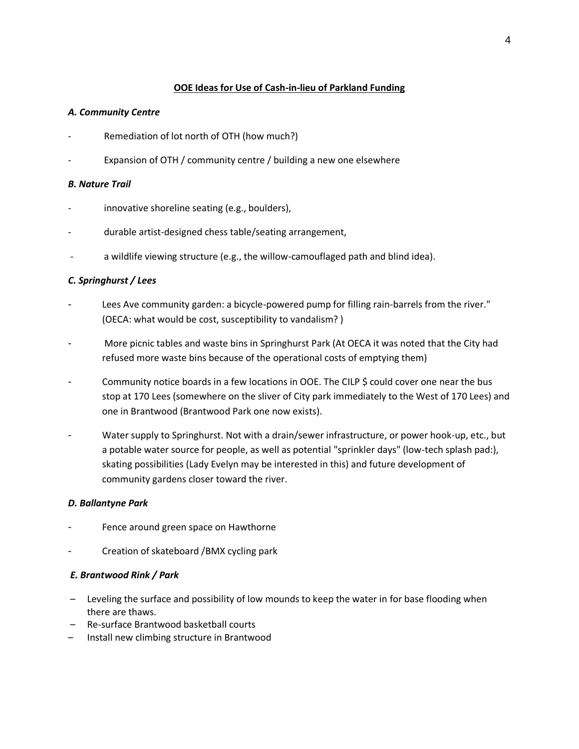**OOE Ideas for Use of Cash-in-lieu of Parkland Funding**

***A. Community Centre***

- Remediation of lot north of OTH (how much?)
- Expansion of OTH / community centre / building a new one elsewhere

***B. Nature Trail***

- innovative shoreline seating (e.g., boulders),
- durable artist-designed chess table/seating arrangement,
- a wildlife viewing structure (e.g., the willow-camouflaged path and blind idea).

***C. Springhurst / Lees***

- Lees Ave community garden: a bicycle-powered pump for filling rain-barrels from the river." (OECA: what would be cost, susceptibility to vandalism? )
- More picnic tables and waste bins in Springhurst Park (At OECA it was noted that the City had refused more waste bins because of the operational costs of emptying them)
- Community notice boards in a few locations in OOE. The CILP $ could cover one near the bus stop at 170 Lees (somewhere on the sliver of City park immediately to the West of 170 Lees) and one in Brantwood (Brantwood Park one now exists).
- Water supply to Springhurst. Not with a drain/sewer infrastructure, or power hook-up, etc., but a potable water source for people, as well as potential "sprinkler days" (low-tech splash pad:), skating possibilities (Lady Evelyn may be interested in this) and future development of community gardens closer toward the river.

***D. Ballantyne Park***

- Fence around green space on Hawthorne
- Creation of skateboard /BMX cycling park

***E. Brantwood Rink / Park***

- Leveling the surface and possibility of low mounds to keep the water in for base flooding when there are thaws.
- Re-surface Brantwood basketball courts
- Install new climbing structure in Brantwood